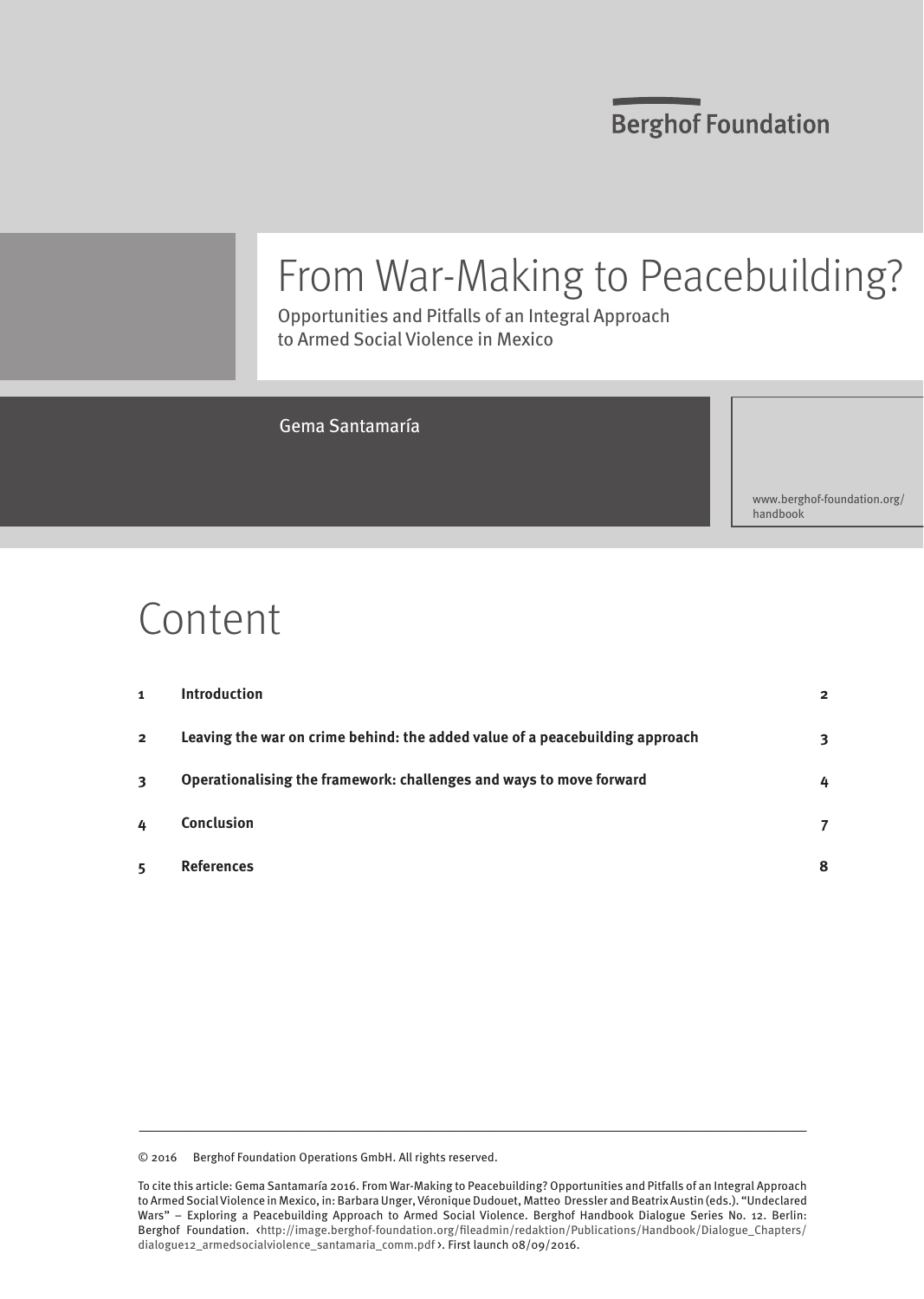Berghof Foundation

# From War-Making to Peacebuilding?

Opportunities and Pitfalls of an Integral Approach to Armed Social Violence in Mexico

Gema Santamaría

www.berghof-foundation.org/handbook

## Content

| | | |
|---|---|---|
| **1** | **Introduction** | **2** |
| **2** | **Leaving the war on crime behind: the added value of a peacebuilding approach** | **3** |
| **3** | **Operationalising the framework: challenges and ways to move forward** | **4** |
| **4** | **Conclusion** | **7** |
| **5** | **References** | **8** |

© 2016 Berghof Foundation Operations GmbH. All rights reserved.

To cite this article: Gema Santamaría 2016. From War-Making to Peacebuilding? Opportunities and Pitfalls of an Integral Approach to Armed Social Violence in Mexico, in: Barbara Unger, Véronique Dudouet, Matteo Dressler and Beatrix Austin (eds.). "Undeclared Wars" – Exploring a Peacebuilding Approach to Armed Social Violence. Berghof Handbook Dialogue Series No. 12. Berlin: Berghof Foundation. ‹http://image.berghof-foundation.org/fileadmin/redaktion/Publications/Handbook/Dialogue_Chapters/dialogue12_armedsocialviolence_santamaria_comm.pdf ›. First launch 08/09/2016.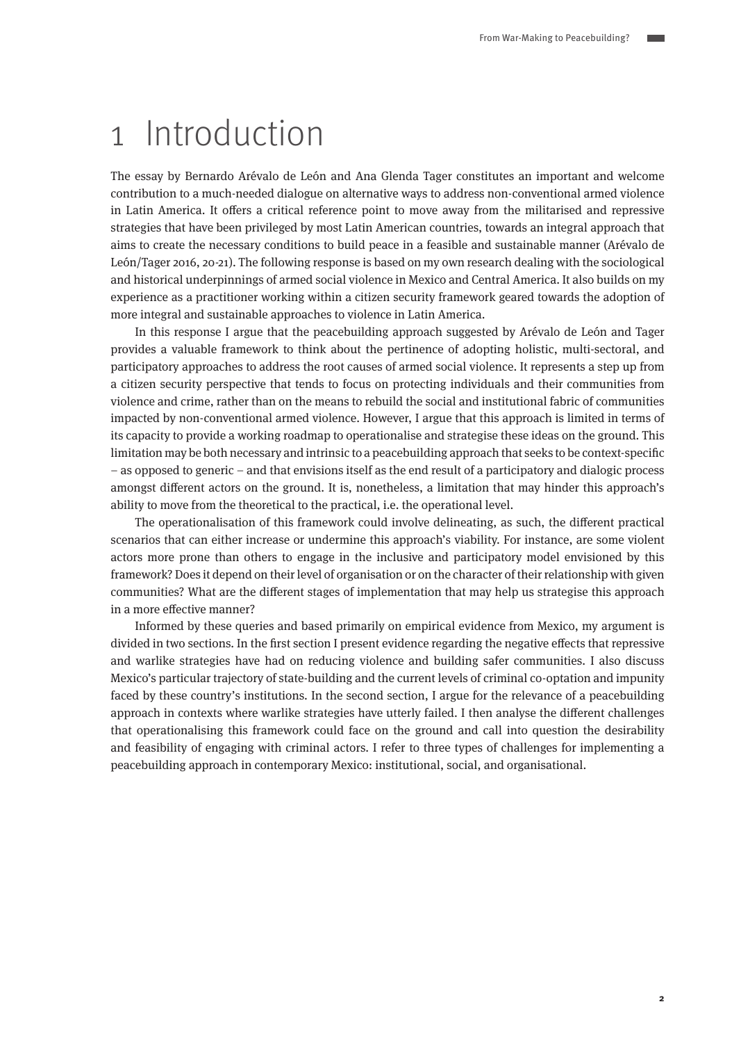# 1 Introduction

The essay by Bernardo Arévalo de León and Ana Glenda Tager constitutes an important and welcome contribution to a much-needed dialogue on alternative ways to address non-conventional armed violence in Latin America. It offers a critical reference point to move away from the militarised and repressive strategies that have been privileged by most Latin American countries, towards an integral approach that aims to create the necessary conditions to build peace in a feasible and sustainable manner (Arévalo de León/Tager 2016, 20-21). The following response is based on my own research dealing with the sociological and historical underpinnings of armed social violence in Mexico and Central America. It also builds on my experience as a practitioner working within a citizen security framework geared towards the adoption of more integral and sustainable approaches to violence in Latin America.

In this response I argue that the peacebuilding approach suggested by Arévalo de León and Tager provides a valuable framework to think about the pertinence of adopting holistic, multi-sectoral, and participatory approaches to address the root causes of armed social violence. It represents a step up from a citizen security perspective that tends to focus on protecting individuals and their communities from violence and crime, rather than on the means to rebuild the social and institutional fabric of communities impacted by non-conventional armed violence. However, I argue that this approach is limited in terms of its capacity to provide a working roadmap to operationalise and strategise these ideas on the ground. This limitation may be both necessary and intrinsic to a peacebuilding approach that seeks to be context-specific – as opposed to generic – and that envisions itself as the end result of a participatory and dialogic process amongst different actors on the ground. It is, nonetheless, a limitation that may hinder this approach's ability to move from the theoretical to the practical, i.e. the operational level.

The operationalisation of this framework could involve delineating, as such, the different practical scenarios that can either increase or undermine this approach's viability. For instance, are some violent actors more prone than others to engage in the inclusive and participatory model envisioned by this framework? Does it depend on their level of organisation or on the character of their relationship with given communities? What are the different stages of implementation that may help us strategise this approach in a more effective manner?

Informed by these queries and based primarily on empirical evidence from Mexico, my argument is divided in two sections. In the first section I present evidence regarding the negative effects that repressive and warlike strategies have had on reducing violence and building safer communities. I also discuss Mexico's particular trajectory of state-building and the current levels of criminal co-optation and impunity faced by these country's institutions. In the second section, I argue for the relevance of a peacebuilding approach in contexts where warlike strategies have utterly failed. I then analyse the different challenges that operationalising this framework could face on the ground and call into question the desirability and feasibility of engaging with criminal actors. I refer to three types of challenges for implementing a peacebuilding approach in contemporary Mexico: institutional, social, and organisational.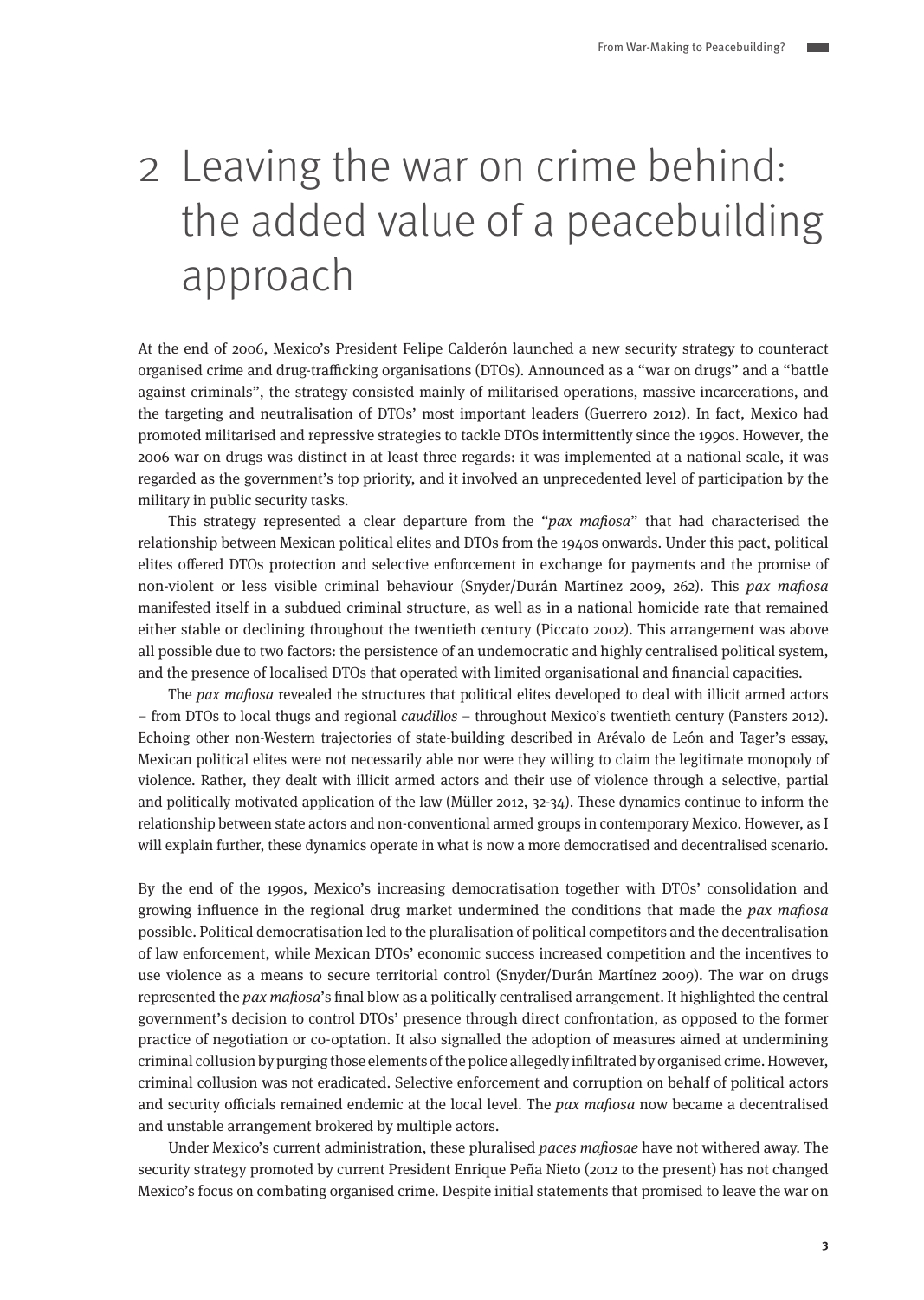# 2 Leaving the war on crime behind: the added value of a peacebuilding approach

At the end of 2006, Mexico's President Felipe Calderón launched a new security strategy to counteract organised crime and drug-trafficking organisations (DTOs). Announced as a "war on drugs" and a "battle against criminals", the strategy consisted mainly of militarised operations, massive incarcerations, and the targeting and neutralisation of DTOs' most important leaders (Guerrero 2012). In fact, Mexico had promoted militarised and repressive strategies to tackle DTOs intermittently since the 1990s. However, the 2006 war on drugs was distinct in at least three regards: it was implemented at a national scale, it was regarded as the government's top priority, and it involved an unprecedented level of participation by the military in public security tasks.

This strategy represented a clear departure from the "*pax mafiosa*" that had characterised the relationship between Mexican political elites and DTOs from the 1940s onwards. Under this pact, political elites offered DTOs protection and selective enforcement in exchange for payments and the promise of non-violent or less visible criminal behaviour (Snyder/Durán Martínez 2009, 262). This *pax mafiosa* manifested itself in a subdued criminal structure, as well as in a national homicide rate that remained either stable or declining throughout the twentieth century (Piccato 2002). This arrangement was above all possible due to two factors: the persistence of an undemocratic and highly centralised political system, and the presence of localised DTOs that operated with limited organisational and financial capacities.

The *pax mafiosa* revealed the structures that political elites developed to deal with illicit armed actors – from DTOs to local thugs and regional *caudillos* – throughout Mexico's twentieth century (Pansters 2012). Echoing other non-Western trajectories of state-building described in Arévalo de León and Tager's essay, Mexican political elites were not necessarily able nor were they willing to claim the legitimate monopoly of violence. Rather, they dealt with illicit armed actors and their use of violence through a selective, partial and politically motivated application of the law (Müller 2012, 32-34). These dynamics continue to inform the relationship between state actors and non-conventional armed groups in contemporary Mexico. However, as I will explain further, these dynamics operate in what is now a more democratised and decentralised scenario.

By the end of the 1990s, Mexico's increasing democratisation together with DTOs' consolidation and growing influence in the regional drug market undermined the conditions that made the *pax mafiosa* possible. Political democratisation led to the pluralisation of political competitors and the decentralisation of law enforcement, while Mexican DTOs' economic success increased competition and the incentives to use violence as a means to secure territorial control (Snyder/Durán Martínez 2009). The war on drugs represented the *pax mafiosa*'s final blow as a politically centralised arrangement. It highlighted the central government's decision to control DTOs' presence through direct confrontation, as opposed to the former practice of negotiation or co-optation. It also signalled the adoption of measures aimed at undermining criminal collusion by purging those elements of the police allegedly infiltrated by organised crime. However, criminal collusion was not eradicated. Selective enforcement and corruption on behalf of political actors and security officials remained endemic at the local level. The *pax mafiosa* now became a decentralised and unstable arrangement brokered by multiple actors.

Under Mexico's current administration, these pluralised *paces mafiosae* have not withered away. The security strategy promoted by current President Enrique Peña Nieto (2012 to the present) has not changed Mexico's focus on combating organised crime. Despite initial statements that promised to leave the war on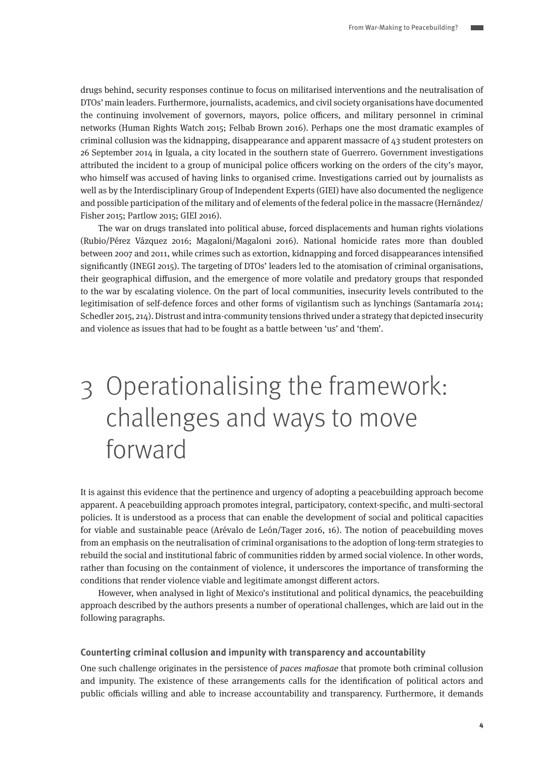drugs behind, security responses continue to focus on militarised interventions and the neutralisation of DTOs' main leaders. Furthermore, journalists, academics, and civil society organisations have documented the continuing involvement of governors, mayors, police officers, and military personnel in criminal networks (Human Rights Watch 2015; Felbab Brown 2016). Perhaps one the most dramatic examples of criminal collusion was the kidnapping, disappearance and apparent massacre of 43 student protesters on 26 September 2014 in Iguala, a city located in the southern state of Guerrero. Government investigations attributed the incident to a group of municipal police officers working on the orders of the city's mayor, who himself was accused of having links to organised crime. Investigations carried out by journalists as well as by the Interdisciplinary Group of Independent Experts (GIEI) have also documented the negligence and possible participation of the military and of elements of the federal police in the massacre (Hernández/Fisher 2015; Partlow 2015; GIEI 2016).

The war on drugs translated into political abuse, forced displacements and human rights violations (Rubio/Pérez Vázquez 2016; Magaloni/Magaloni 2016). National homicide rates more than doubled between 2007 and 2011, while crimes such as extortion, kidnapping and forced disappearances intensified significantly (INEGI 2015). The targeting of DTOs' leaders led to the atomisation of criminal organisations, their geographical diffusion, and the emergence of more volatile and predatory groups that responded to the war by escalating violence. On the part of local communities, insecurity levels contributed to the legitimisation of self-defence forces and other forms of vigilantism such as lynchings (Santamaría 2014; Schedler 2015, 214). Distrust and intra-community tensions thrived under a strategy that depicted insecurity and violence as issues that had to be fought as a battle between 'us' and 'them'.

# 3 Operationalising the framework: challenges and ways to move forward

It is against this evidence that the pertinence and urgency of adopting a peacebuilding approach become apparent. A peacebuilding approach promotes integral, participatory, context-specific, and multi-sectoral policies. It is understood as a process that can enable the development of social and political capacities for viable and sustainable peace (Arévalo de León/Tager 2016, 16). The notion of peacebuilding moves from an emphasis on the neutralisation of criminal organisations to the adoption of long-term strategies to rebuild the social and institutional fabric of communities ridden by armed social violence. In other words, rather than focusing on the containment of violence, it underscores the importance of transforming the conditions that render violence viable and legitimate amongst different actors.

However, when analysed in light of Mexico's institutional and political dynamics, the peacebuilding approach described by the authors presents a number of operational challenges, which are laid out in the following paragraphs.

### Counterting criminal collusion and impunity with transparency and accountability

One such challenge originates in the persistence of *paces mafiosae* that promote both criminal collusion and impunity. The existence of these arrangements calls for the identification of political actors and public officials willing and able to increase accountability and transparency. Furthermore, it demands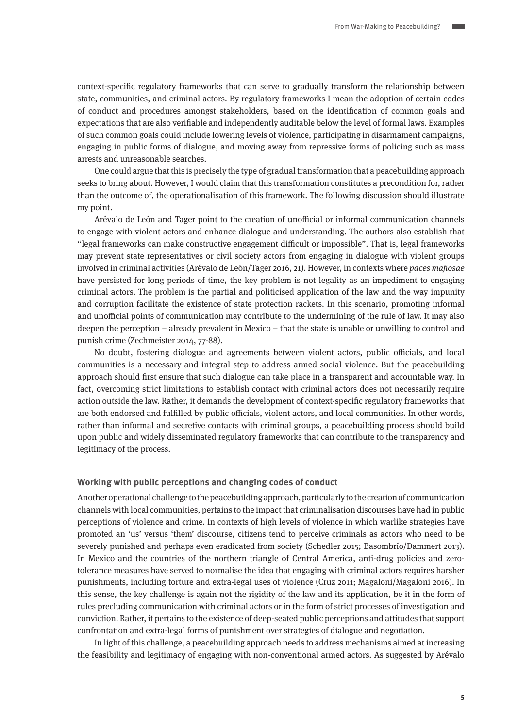context-specific regulatory frameworks that can serve to gradually transform the relationship between state, communities, and criminal actors. By regulatory frameworks I mean the adoption of certain codes of conduct and procedures amongst stakeholders, based on the identification of common goals and expectations that are also verifiable and independently auditable below the level of formal laws. Examples of such common goals could include lowering levels of violence, participating in disarmament campaigns, engaging in public forms of dialogue, and moving away from repressive forms of policing such as mass arrests and unreasonable searches.

One could argue that this is precisely the type of gradual transformation that a peacebuilding approach seeks to bring about. However, I would claim that this transformation constitutes a precondition for, rather than the outcome of, the operationalisation of this framework. The following discussion should illustrate my point.

Arévalo de León and Tager point to the creation of unofficial or informal communication channels to engage with violent actors and enhance dialogue and understanding. The authors also establish that "legal frameworks can make constructive engagement difficult or impossible". That is, legal frameworks may prevent state representatives or civil society actors from engaging in dialogue with violent groups involved in criminal activities (Arévalo de León/Tager 2016, 21). However, in contexts where *paces mafiosae* have persisted for long periods of time, the key problem is not legality as an impediment to engaging criminal actors. The problem is the partial and politicised application of the law and the way impunity and corruption facilitate the existence of state protection rackets. In this scenario, promoting informal and unofficial points of communication may contribute to the undermining of the rule of law. It may also deepen the perception – already prevalent in Mexico – that the state is unable or unwilling to control and punish crime (Zechmeister 2014, 77-88).

No doubt, fostering dialogue and agreements between violent actors, public officials, and local communities is a necessary and integral step to address armed social violence. But the peacebuilding approach should first ensure that such dialogue can take place in a transparent and accountable way. In fact, overcoming strict limitations to establish contact with criminal actors does not necessarily require action outside the law. Rather, it demands the development of context-specific regulatory frameworks that are both endorsed and fulfilled by public officials, violent actors, and local communities. In other words, rather than informal and secretive contacts with criminal groups, a peacebuilding process should build upon public and widely disseminated regulatory frameworks that can contribute to the transparency and legitimacy of the process.

### Working with public perceptions and changing codes of conduct

Another operational challenge to the peacebuilding approach, particularly to the creation of communication channels with local communities, pertains to the impact that criminalisation discourses have had in public perceptions of violence and crime. In contexts of high levels of violence in which warlike strategies have promoted an 'us' versus 'them' discourse, citizens tend to perceive criminals as actors who need to be severely punished and perhaps even eradicated from society (Schedler 2015; Basombrío/Dammert 2013). In Mexico and the countries of the northern triangle of Central America, anti-drug policies and zero-tolerance measures have served to normalise the idea that engaging with criminal actors requires harsher punishments, including torture and extra-legal uses of violence (Cruz 2011; Magaloni/Magaloni 2016). In this sense, the key challenge is again not the rigidity of the law and its application, be it in the form of rules precluding communication with criminal actors or in the form of strict processes of investigation and conviction. Rather, it pertains to the existence of deep-seated public perceptions and attitudes that support confrontation and extra-legal forms of punishment over strategies of dialogue and negotiation.

In light of this challenge, a peacebuilding approach needs to address mechanisms aimed at increasing the feasibility and legitimacy of engaging with non-conventional armed actors. As suggested by Arévalo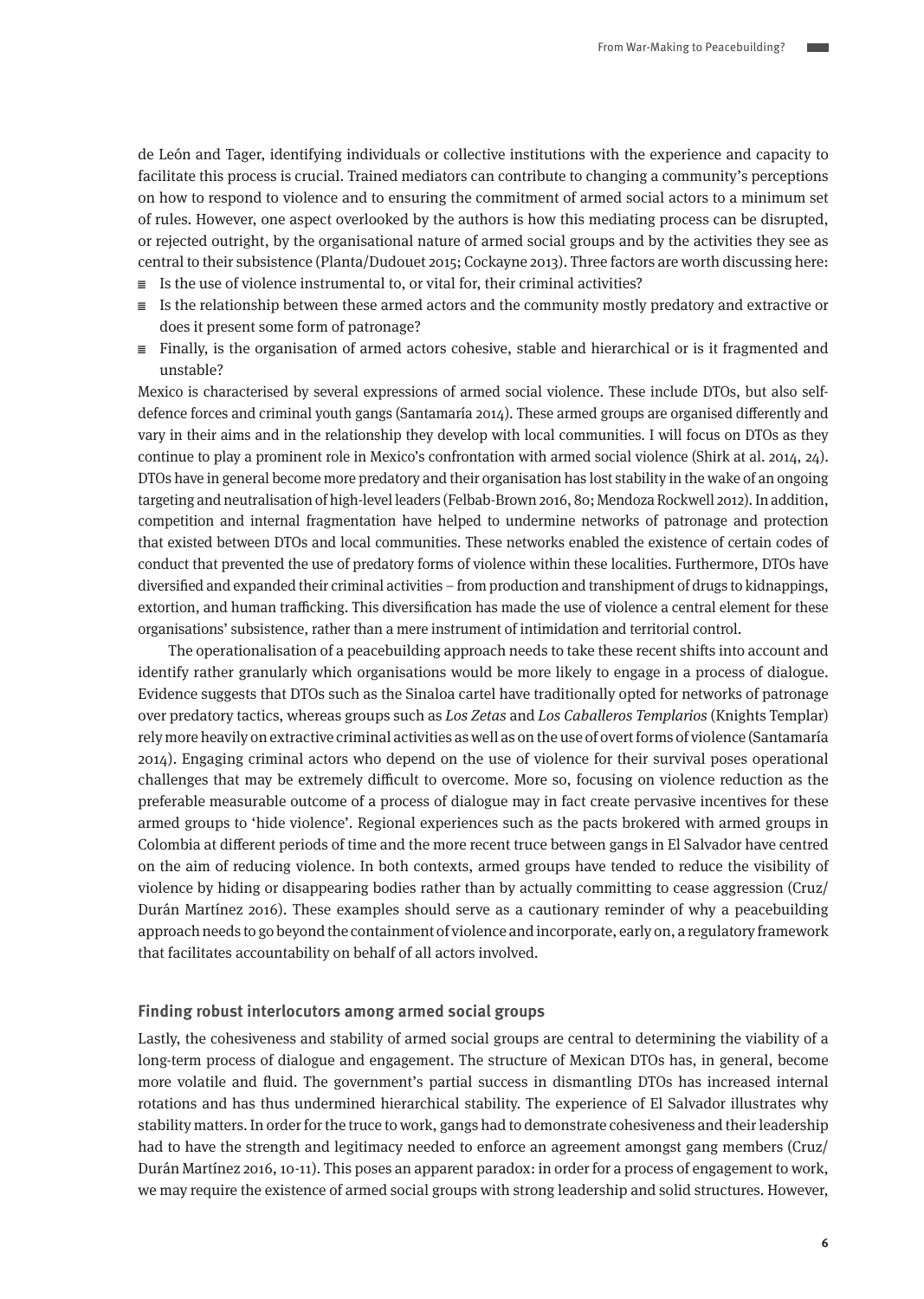de León and Tager, identifying individuals or collective institutions with the experience and capacity to facilitate this process is crucial. Trained mediators can contribute to changing a community's perceptions on how to respond to violence and to ensuring the commitment of armed social actors to a minimum set of rules. However, one aspect overlooked by the authors is how this mediating process can be disrupted, or rejected outright, by the organisational nature of armed social groups and by the activities they see as central to their subsistence (Planta/Dudouet 2015; Cockayne 2013). Three factors are worth discussing here:

- Is the use of violence instrumental to, or vital for, their criminal activities?
- Is the relationship between these armed actors and the community mostly predatory and extractive or does it present some form of patronage?
- Finally, is the organisation of armed actors cohesive, stable and hierarchical or is it fragmented and unstable?

Mexico is characterised by several expressions of armed social violence. These include DTOs, but also self-defence forces and criminal youth gangs (Santamaría 2014). These armed groups are organised differently and vary in their aims and in the relationship they develop with local communities. I will focus on DTOs as they continue to play a prominent role in Mexico's confrontation with armed social violence (Shirk at al. 2014, 24). DTOs have in general become more predatory and their organisation has lost stability in the wake of an ongoing targeting and neutralisation of high-level leaders (Felbab-Brown 2016, 80; Mendoza Rockwell 2012). In addition, competition and internal fragmentation have helped to undermine networks of patronage and protection that existed between DTOs and local communities. These networks enabled the existence of certain codes of conduct that prevented the use of predatory forms of violence within these localities. Furthermore, DTOs have diversified and expanded their criminal activities – from production and transhipment of drugs to kidnappings, extortion, and human trafficking. This diversification has made the use of violence a central element for these organisations' subsistence, rather than a mere instrument of intimidation and territorial control.

The operationalisation of a peacebuilding approach needs to take these recent shifts into account and identify rather granularly which organisations would be more likely to engage in a process of dialogue. Evidence suggests that DTOs such as the Sinaloa cartel have traditionally opted for networks of patronage over predatory tactics, whereas groups such as *Los Zetas* and *Los Caballeros Templarios* (Knights Templar) rely more heavily on extractive criminal activities as well as on the use of overt forms of violence (Santamaría 2014). Engaging criminal actors who depend on the use of violence for their survival poses operational challenges that may be extremely difficult to overcome. More so, focusing on violence reduction as the preferable measurable outcome of a process of dialogue may in fact create pervasive incentives for these armed groups to 'hide violence'. Regional experiences such as the pacts brokered with armed groups in Colombia at different periods of time and the more recent truce between gangs in El Salvador have centred on the aim of reducing violence. In both contexts, armed groups have tended to reduce the visibility of violence by hiding or disappearing bodies rather than by actually committing to cease aggression (Cruz/Durán Martínez 2016). These examples should serve as a cautionary reminder of why a peacebuilding approach needs to go beyond the containment of violence and incorporate, early on, a regulatory framework that facilitates accountability on behalf of all actors involved.

### Finding robust interlocutors among armed social groups

Lastly, the cohesiveness and stability of armed social groups are central to determining the viability of a long-term process of dialogue and engagement. The structure of Mexican DTOs has, in general, become more volatile and fluid. The government's partial success in dismantling DTOs has increased internal rotations and has thus undermined hierarchical stability. The experience of El Salvador illustrates why stability matters. In order for the truce to work, gangs had to demonstrate cohesiveness and their leadership had to have the strength and legitimacy needed to enforce an agreement amongst gang members (Cruz/Durán Martínez 2016, 10-11). This poses an apparent paradox: in order for a process of engagement to work, we may require the existence of armed social groups with strong leadership and solid structures. However,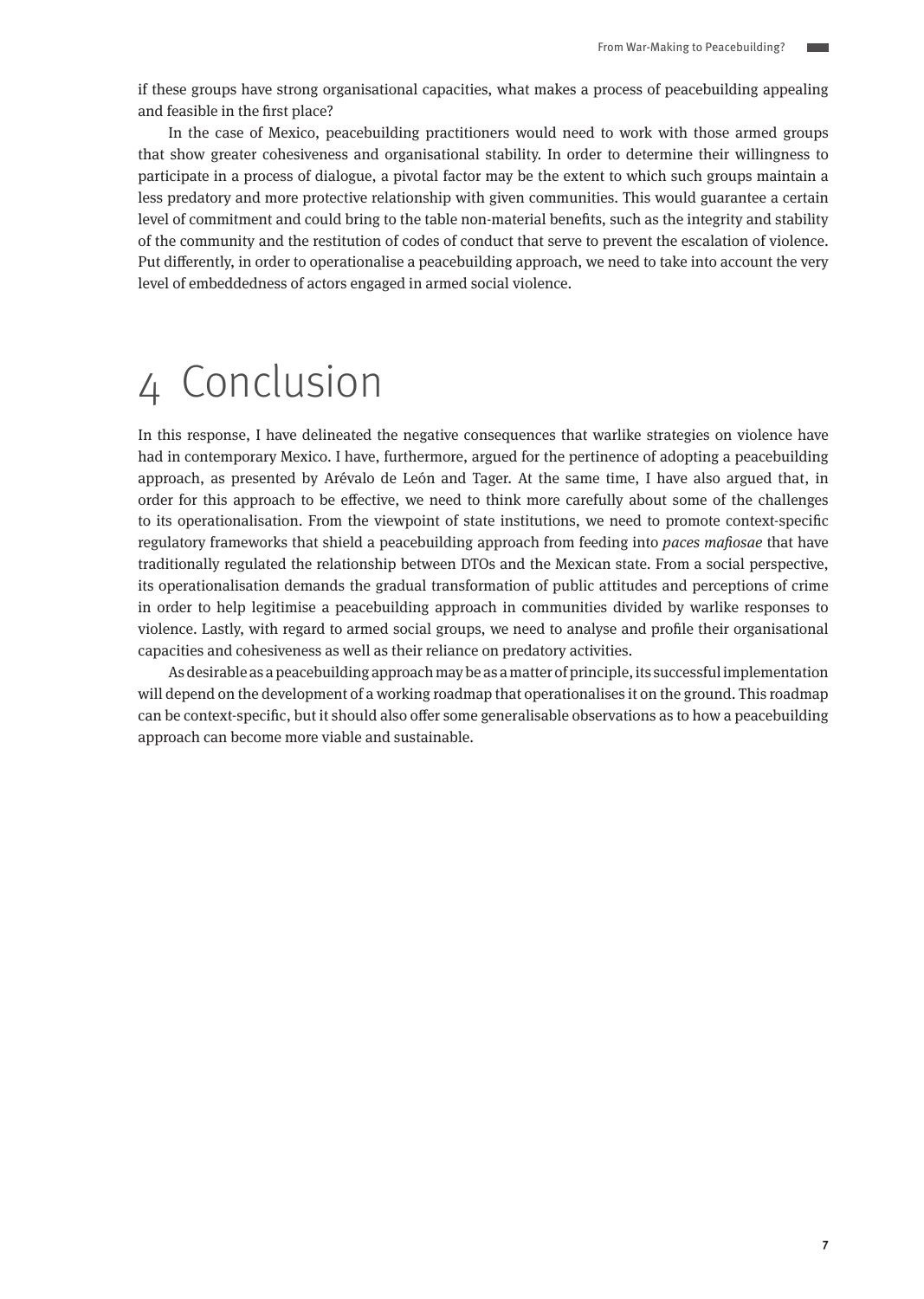if these groups have strong organisational capacities, what makes a process of peacebuilding appealing and feasible in the first place?

In the case of Mexico, peacebuilding practitioners would need to work with those armed groups that show greater cohesiveness and organisational stability. In order to determine their willingness to participate in a process of dialogue, a pivotal factor may be the extent to which such groups maintain a less predatory and more protective relationship with given communities. This would guarantee a certain level of commitment and could bring to the table non-material benefits, such as the integrity and stability of the community and the restitution of codes of conduct that serve to prevent the escalation of violence. Put differently, in order to operationalise a peacebuilding approach, we need to take into account the very level of embeddedness of actors engaged in armed social violence.

# 4 Conclusion

In this response, I have delineated the negative consequences that warlike strategies on violence have had in contemporary Mexico. I have, furthermore, argued for the pertinence of adopting a peacebuilding approach, as presented by Arévalo de León and Tager. At the same time, I have also argued that, in order for this approach to be effective, we need to think more carefully about some of the challenges to its operationalisation. From the viewpoint of state institutions, we need to promote context-specific regulatory frameworks that shield a peacebuilding approach from feeding into *paces mafiosae* that have traditionally regulated the relationship between DTOs and the Mexican state. From a social perspective, its operationalisation demands the gradual transformation of public attitudes and perceptions of crime in order to help legitimise a peacebuilding approach in communities divided by warlike responses to violence. Lastly, with regard to armed social groups, we need to analyse and profile their organisational capacities and cohesiveness as well as their reliance on predatory activities.

As desirable as a peacebuilding approach may be as a matter of principle, its successful implementation will depend on the development of a working roadmap that operationalises it on the ground. This roadmap can be context-specific, but it should also offer some generalisable observations as to how a peacebuilding approach can become more viable and sustainable.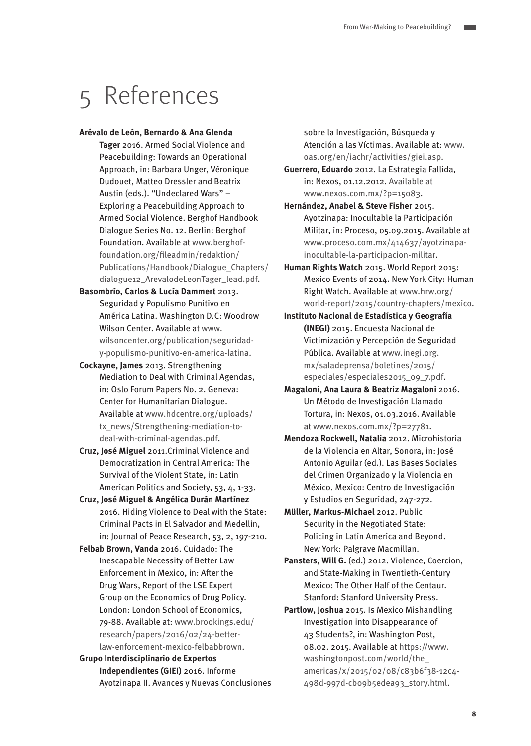# 5 References

**Arévalo de León, Bernardo & Ana Glenda Tager** 2016. Armed Social Violence and Peacebuilding: Towards an Operational Approach, in: Barbara Unger, Véronique Dudouet, Matteo Dressler and Beatrix Austin (eds.). "Undeclared Wars" – Exploring a Peacebuilding Approach to Armed Social Violence. Berghof Handbook Dialogue Series No. 12. Berlin: Berghof Foundation. Available at www.berghof-foundation.org/fileadmin/redaktion/Publications/Handbook/Dialogue_Chapters/dialogue12_ArevalodeLeonTager_lead.pdf.

**Basombrío, Carlos & Lucía Dammert** 2013. Seguridad y Populismo Punitivo en América Latina. Washington D.C: Woodrow Wilson Center. Available at www.wilsoncenter.org/publication/seguridad-y-populismo-punitivo-en-america-latina.

**Cockayne, James** 2013. Strengthening Mediation to Deal with Criminal Agendas, in: Oslo Forum Papers No. 2. Geneva: Center for Humanitarian Dialogue. Available at www.hdcentre.org/uploads/tx_news/Strengthening-mediation-to-deal-with-criminal-agendas.pdf.

**Cruz, José Miguel** 2011.Criminal Violence and Democratization in Central America: The Survival of the Violent State, in: Latin American Politics and Society, 53, 4, 1-33.

**Cruz, José Miguel & Angélica Durán Martínez** 2016. Hiding Violence to Deal with the State: Criminal Pacts in El Salvador and Medellin, in: Journal of Peace Research, 53, 2, 197-210.

**Felbab Brown, Vanda** 2016. Cuidado: The Inescapable Necessity of Better Law Enforcement in Mexico, in: After the Drug Wars, Report of the LSE Expert Group on the Economics of Drug Policy. London: London School of Economics, 79-88. Available at: www.brookings.edu/research/papers/2016/02/24-better-law-enforcement-mexico-felbabbrown.

**Grupo Interdisciplinario de Expertos Independientes (GIEI)** 2016. Informe Ayotzinapa II. Avances y Nuevas Conclusiones sobre la Investigación, Búsqueda y Atención a las Víctimas. Available at: www.oas.org/en/iachr/activities/giei.asp.

**Guerrero, Eduardo** 2012. La Estrategia Fallida, in: Nexos, 01.12.2012. Available at www.nexos.com.mx/?p=15083.

**Hernández, Anabel & Steve Fisher** 2015. Ayotzinapa: Inocultable la Participación Militar, in: Proceso, 05.09.2015. Available at www.proceso.com.mx/414637/ayotzinapa-inocultable-la-participacion-militar.

**Human Rights Watch** 2015. World Report 2015: Mexico Events of 2014. New York City: Human Right Watch. Available at www.hrw.org/world-report/2015/country-chapters/mexico.

**Instituto Nacional de Estadística y Geografía (INEGI)** 2015. Encuesta Nacional de Victimización y Percepción de Seguridad Pública. Available at www.inegi.org.mx/saladeprensa/boletines/2015/especiales/especiales2015_09_7.pdf.

**Magaloni, Ana Laura & Beatriz Magaloni** 2016. Un Método de Investigación Llamado Tortura, in: Nexos, 01.03.2016. Available at www.nexos.com.mx/?p=27781.

**Mendoza Rockwell, Natalia** 2012. Microhistoria de la Violencia en Altar, Sonora, in: José Antonio Aguilar (ed.). Las Bases Sociales del Crimen Organizado y la Violencia en México. Mexico: Centro de Investigación y Estudios en Seguridad, 247-272.

**Müller, Markus-Michael** 2012. Public Security in the Negotiated State: Policing in Latin America and Beyond. New York: Palgrave Macmillan.

**Pansters, Will G.** (ed.) 2012. Violence, Coercion, and State-Making in Twentieth-Century Mexico: The Other Half of the Centaur. Stanford: Stanford University Press.

**Partlow, Joshua** 2015. Is Mexico Mishandling Investigation into Disappearance of 43 Students?, in: Washington Post, 08.02. 2015. Available at https://www.washingtonpost.com/world/the_americas/x/2015/02/08/c83b6f38-12c4-498d-997d-cb09b5edea93_story.html.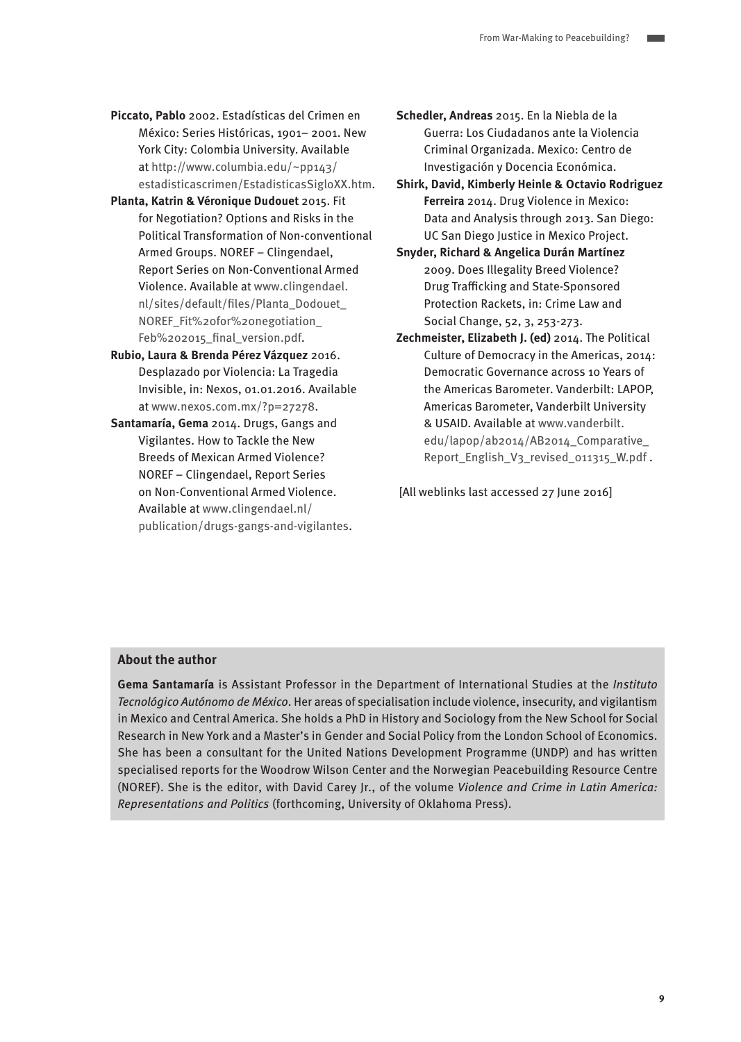**Piccato, Pablo** 2002. Estadísticas del Crimen en México: Series Históricas, 1901– 2001. New York City: Colombia University. Available at http://www.columbia.edu/~pp143/estadisticascrimen/EstadisticasSigloXX.htm.

**Planta, Katrin & Véronique Dudouet** 2015. Fit for Negotiation? Options and Risks in the Political Transformation of Non-conventional Armed Groups. NOREF – Clingendael, Report Series on Non-Conventional Armed Violence. Available at www.clingendael.nl/sites/default/files/Planta_Dodouet_NOREF_Fit%20for%20negotiation_Feb%202015_final_version.pdf.

**Rubio, Laura & Brenda Pérez Vázquez** 2016. Desplazado por Violencia: La Tragedia Invisible, in: Nexos, 01.01.2016. Available at www.nexos.com.mx/?p=27278.

**Santamaría, Gema** 2014. Drugs, Gangs and Vigilantes. How to Tackle the New Breeds of Mexican Armed Violence? NOREF – Clingendael, Report Series on Non-Conventional Armed Violence. Available at www.clingendael.nl/publication/drugs-gangs-and-vigilantes.

**Schedler, Andreas** 2015. En la Niebla de la Guerra: Los Ciudadanos ante la Violencia Criminal Organizada. Mexico: Centro de Investigación y Docencia Económica.

**Shirk, David, Kimberly Heinle & Octavio Rodriguez Ferreira** 2014. Drug Violence in Mexico: Data and Analysis through 2013. San Diego: UC San Diego Justice in Mexico Project.

**Snyder, Richard & Angelica Durán Martínez** 2009. Does Illegality Breed Violence? Drug Trafficking and State-Sponsored Protection Rackets, in: Crime Law and Social Change, 52, 3, 253-273.

**Zechmeister, Elizabeth J. (ed)** 2014. The Political Culture of Democracy in the Americas, 2014: Democratic Governance across 10 Years of the Americas Barometer. Vanderbilt: LAPOP, Americas Barometer, Vanderbilt University & USAID. Available at www.vanderbilt.edu/lapop/ab2014/AB2014_Comparative_Report_English_V3_revised_011315_W.pdf .

[All weblinks last accessed 27 June 2016]

**About the author**

**Gema Santamaría** is Assistant Professor in the Department of International Studies at the *Instituto Tecnológico Autónomo de México*. Her areas of specialisation include violence, insecurity, and vigilantism in Mexico and Central America. She holds a PhD in History and Sociology from the New School for Social Research in New York and a Master's in Gender and Social Policy from the London School of Economics. She has been a consultant for the United Nations Development Programme (UNDP) and has written specialised reports for the Woodrow Wilson Center and the Norwegian Peacebuilding Resource Centre (NOREF). She is the editor, with David Carey Jr., of the volume *Violence and Crime in Latin America: Representations and Politics* (forthcoming, University of Oklahoma Press).